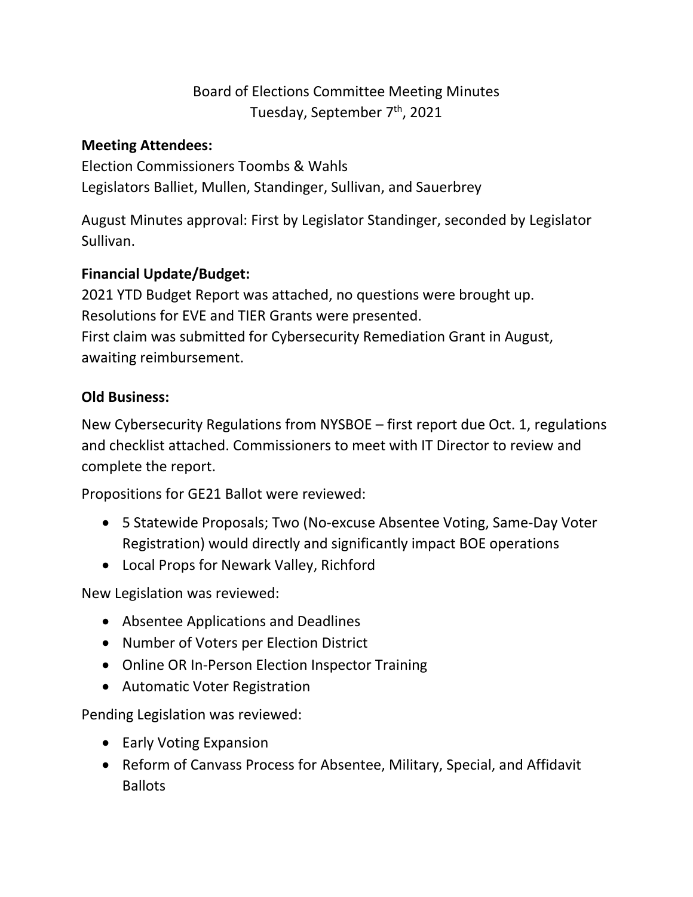Board of Elections Committee Meeting Minutes
Tuesday, September 7th, 2021

**Meeting Attendees:**
Election Commissioners Toombs & Wahls
Legislators Balliet, Mullen, Standinger, Sullivan, and Sauerbrey

August Minutes approval: First by Legislator Standinger, seconded by Legislator Sullivan.

**Financial Update/Budget:**
2021 YTD Budget Report was attached, no questions were brought up.
Resolutions for EVE and TIER Grants were presented.
First claim was submitted for Cybersecurity Remediation Grant in August, awaiting reimbursement.

**Old Business:**

New Cybersecurity Regulations from NYSBOE – first report due Oct. 1, regulations and checklist attached. Commissioners to meet with IT Director to review and complete the report.

Propositions for GE21 Ballot were reviewed:

- 5 Statewide Proposals; Two (No-excuse Absentee Voting, Same-Day Voter Registration) would directly and significantly impact BOE operations
- Local Props for Newark Valley, Richford

New Legislation was reviewed:

- Absentee Applications and Deadlines
- Number of Voters per Election District
- Online OR In-Person Election Inspector Training
- Automatic Voter Registration

Pending Legislation was reviewed:

- Early Voting Expansion
- Reform of Canvass Process for Absentee, Military, Special, and Affidavit Ballots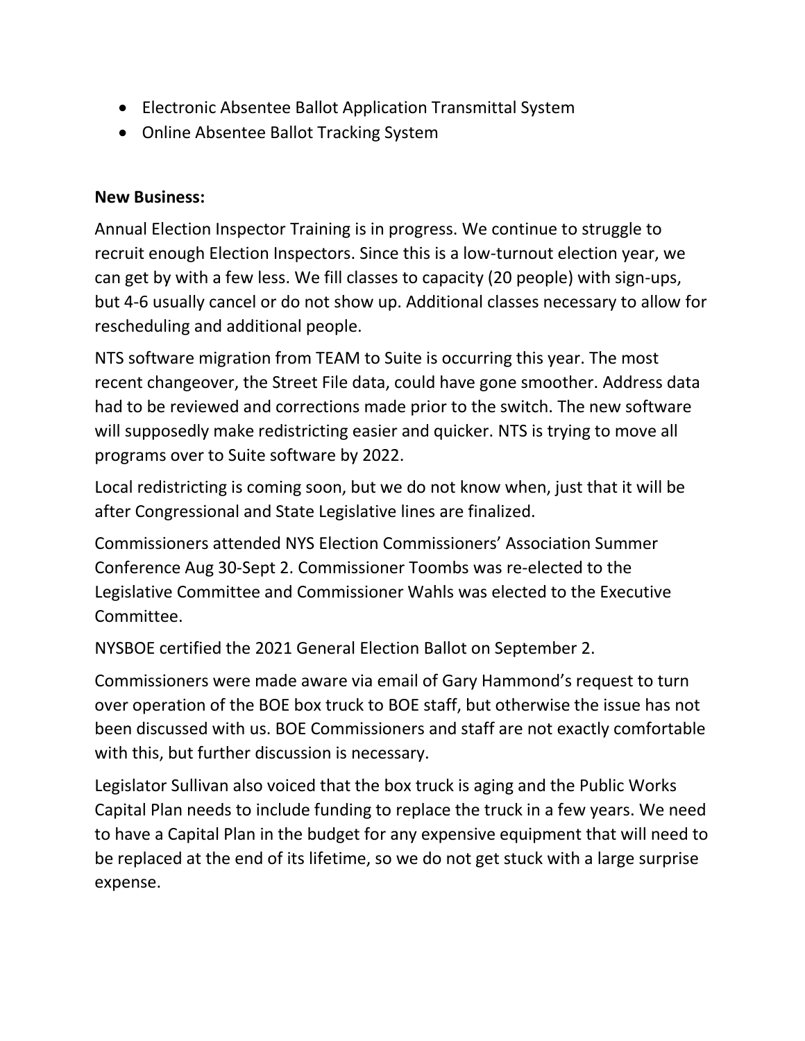- Electronic Absentee Ballot Application Transmittal System
- Online Absentee Ballot Tracking System

**New Business:**

Annual Election Inspector Training is in progress. We continue to struggle to recruit enough Election Inspectors. Since this is a low-turnout election year, we can get by with a few less. We fill classes to capacity (20 people) with sign-ups, but 4-6 usually cancel or do not show up. Additional classes necessary to allow for rescheduling and additional people.

NTS software migration from TEAM to Suite is occurring this year. The most recent changeover, the Street File data, could have gone smoother. Address data had to be reviewed and corrections made prior to the switch. The new software will supposedly make redistricting easier and quicker. NTS is trying to move all programs over to Suite software by 2022.

Local redistricting is coming soon, but we do not know when, just that it will be after Congressional and State Legislative lines are finalized.

Commissioners attended NYS Election Commissioners' Association Summer Conference Aug 30-Sept 2. Commissioner Toombs was re-elected to the Legislative Committee and Commissioner Wahls was elected to the Executive Committee.

NYSBOE certified the 2021 General Election Ballot on September 2.

Commissioners were made aware via email of Gary Hammond's request to turn over operation of the BOE box truck to BOE staff, but otherwise the issue has not been discussed with us. BOE Commissioners and staff are not exactly comfortable with this, but further discussion is necessary.

Legislator Sullivan also voiced that the box truck is aging and the Public Works Capital Plan needs to include funding to replace the truck in a few years. We need to have a Capital Plan in the budget for any expensive equipment that will need to be replaced at the end of its lifetime, so we do not get stuck with a large surprise expense.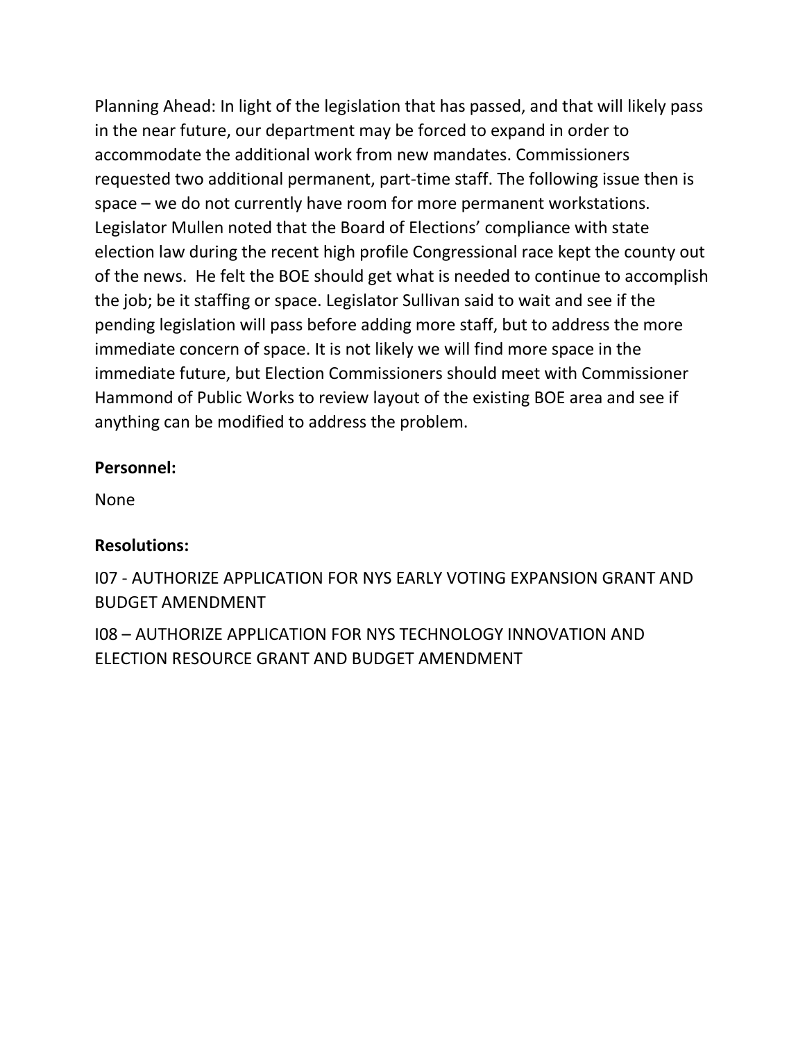Planning Ahead: In light of the legislation that has passed, and that will likely pass in the near future, our department may be forced to expand in order to accommodate the additional work from new mandates. Commissioners requested two additional permanent, part-time staff. The following issue then is space – we do not currently have room for more permanent workstations. Legislator Mullen noted that the Board of Elections' compliance with state election law during the recent high profile Congressional race kept the county out of the news. He felt the BOE should get what is needed to continue to accomplish the job; be it staffing or space. Legislator Sullivan said to wait and see if the pending legislation will pass before adding more staff, but to address the more immediate concern of space. It is not likely we will find more space in the immediate future, but Election Commissioners should meet with Commissioner Hammond of Public Works to review layout of the existing BOE area and see if anything can be modified to address the problem.

**Personnel:**

None

**Resolutions:**

I07 - AUTHORIZE APPLICATION FOR NYS EARLY VOTING EXPANSION GRANT AND BUDGET AMENDMENT

I08 – AUTHORIZE APPLICATION FOR NYS TECHNOLOGY INNOVATION AND ELECTION RESOURCE GRANT AND BUDGET AMENDMENT